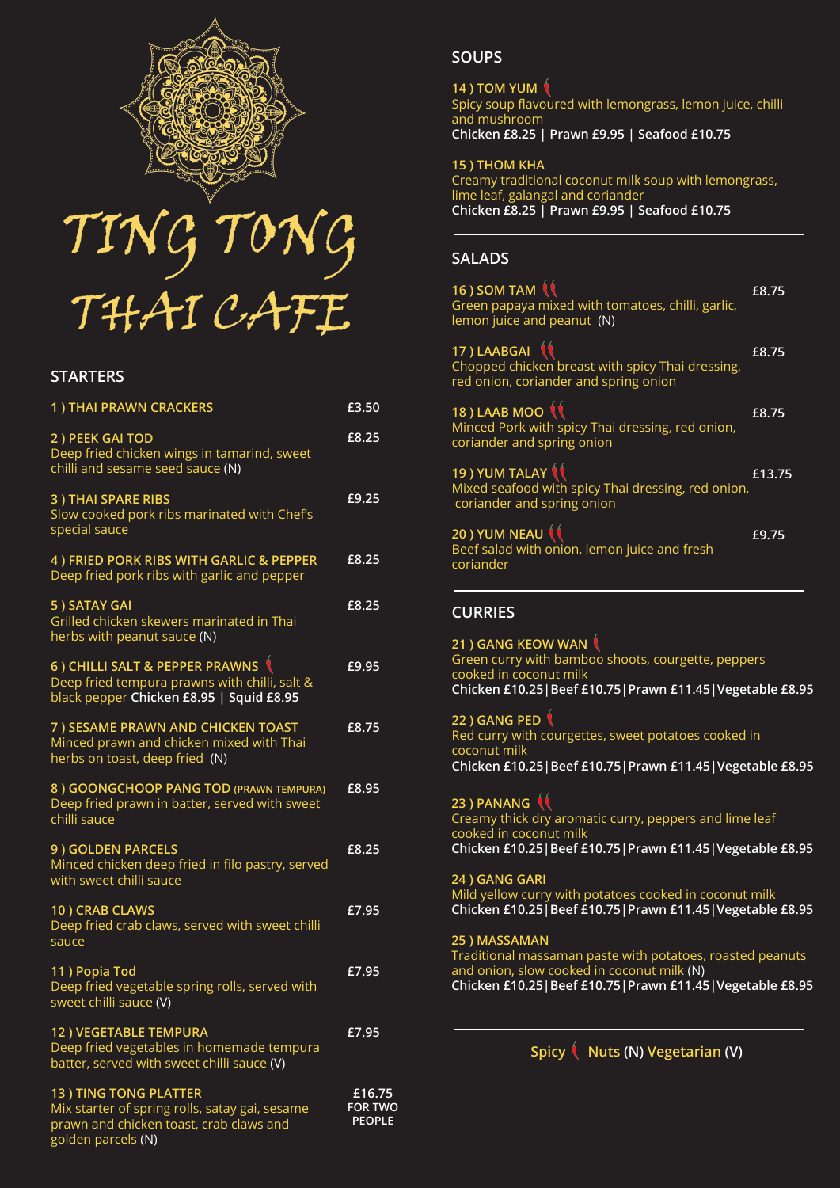# TING TONG THAI CAFE

## STARTERS

**1 ) THAI PRAWN CRACKERS** — £3.50

**2 ) PEEK GAI TOD** — £8.25
Deep fried chicken wings in tamarind, sweet chilli and sesame seed sauce (N)

**3 ) THAI SPARE RIBS** — £9.25
Slow cooked pork ribs marinated with Chef's special sauce

**4 ) FRIED PORK RIBS WITH GARLIC & PEPPER** — £8.25
Deep fried pork ribs with garlic and pepper

**5 ) SATAY GAI** — £8.25
Grilled chicken skewers marinated in Thai herbs with peanut sauce (N)

**6 ) CHILLI SALT & PEPPER PRAWNS** 🌶 — £9.95
Deep fried tempura prawns with chilli, salt & black pepper **Chicken £8.95 | Squid £8.95**

**7 ) SESAME PRAWN AND CHICKEN TOAST** — £8.75
Minced prawn and chicken mixed with Thai herbs on toast, deep fried (N)

**8 ) GOONGCHOOP PANG TOD (PRAWN TEMPURA)** — £8.95
Deep fried prawn in batter, served with sweet chilli sauce

**9 ) GOLDEN PARCELS** — £8.25
Minced chicken deep fried in filo pastry, served with sweet chilli sauce

**10 ) CRAB CLAWS** — £7.95
Deep fried crab claws, served with sweet chilli sauce

**11 ) Popia Tod** — £7.95
Deep fried vegetable spring rolls, served with sweet chilli sauce (V)

**12 ) VEGETABLE TEMPURA** — £7.95
Deep fried vegetables in homemade tempura batter, served with sweet chilli sauce (V)

**13 ) TING TONG PLATTER** — £16.75 FOR TWO PEOPLE
Mix starter of spring rolls, satay gai, sesame prawn and chicken toast, crab claws and golden parcels (N)

## SOUPS

**14 ) TOM YUM** 🌶
Spicy soup flavoured with lemongrass, lemon juice, chilli and mushroom
**Chicken £8.25 | Prawn £9.95 | Seafood £10.75**

**15 ) THOM KHA**
Creamy traditional coconut milk soup with lemongrass, lime leaf, galangal and coriander
**Chicken £8.25 | Prawn £9.95 | Seafood £10.75**

## SALADS

**16 ) SOM TAM** 🌶🌶 — £8.75
Green papaya mixed with tomatoes, chilli, garlic, lemon juice and peanut (N)

**17 ) LAABGAI** 🌶🌶 — £8.75
Chopped chicken breast with spicy Thai dressing, red onion, coriander and spring onion

**18 ) LAAB MOO** 🌶🌶 — £8.75
Minced Pork with spicy Thai dressing, red onion, coriander and spring onion

**19 ) YUM TALAY** 🌶🌶 — £13.75
Mixed seafood with spicy Thai dressing, red onion, coriander and spring onion

**20 ) YUM NEAU** 🌶🌶 — £9.75
Beef salad with onion, lemon juice and fresh coriander

## CURRIES

**21 ) GANG KEOW WAN** 🌶
Green curry with bamboo shoots, courgette, peppers cooked in coconut milk
**Chicken £10.25 | Beef £10.75 | Prawn £11.45 | Vegetable £8.95**

**22 ) GANG PED** 🌶
Red curry with courgettes, sweet potatoes cooked in coconut milk
**Chicken £10.25 | Beef £10.75 | Prawn £11.45 | Vegetable £8.95**

**23 ) PANANG** 🌶🌶
Creamy thick dry aromatic curry, peppers and lime leaf cooked in coconut milk
**Chicken £10.25 | Beef £10.75 | Prawn £11.45 | Vegetable £8.95**

**24 ) GANG GARI**
Mild yellow curry with potatoes cooked in coconut milk
**Chicken £10.25 | Beef £10.75 | Prawn £11.45 | Vegetable £8.95**

**25 ) MASSAMAN**
Traditional massaman paste with potatoes, roasted peanuts and onion, slow cooked in coconut milk (N)
**Chicken £10.25 | Beef £10.75 | Prawn £11.45 | Vegetable £8.95**

**Spicy** 🌶 **Nuts (N) Vegetarian (V)**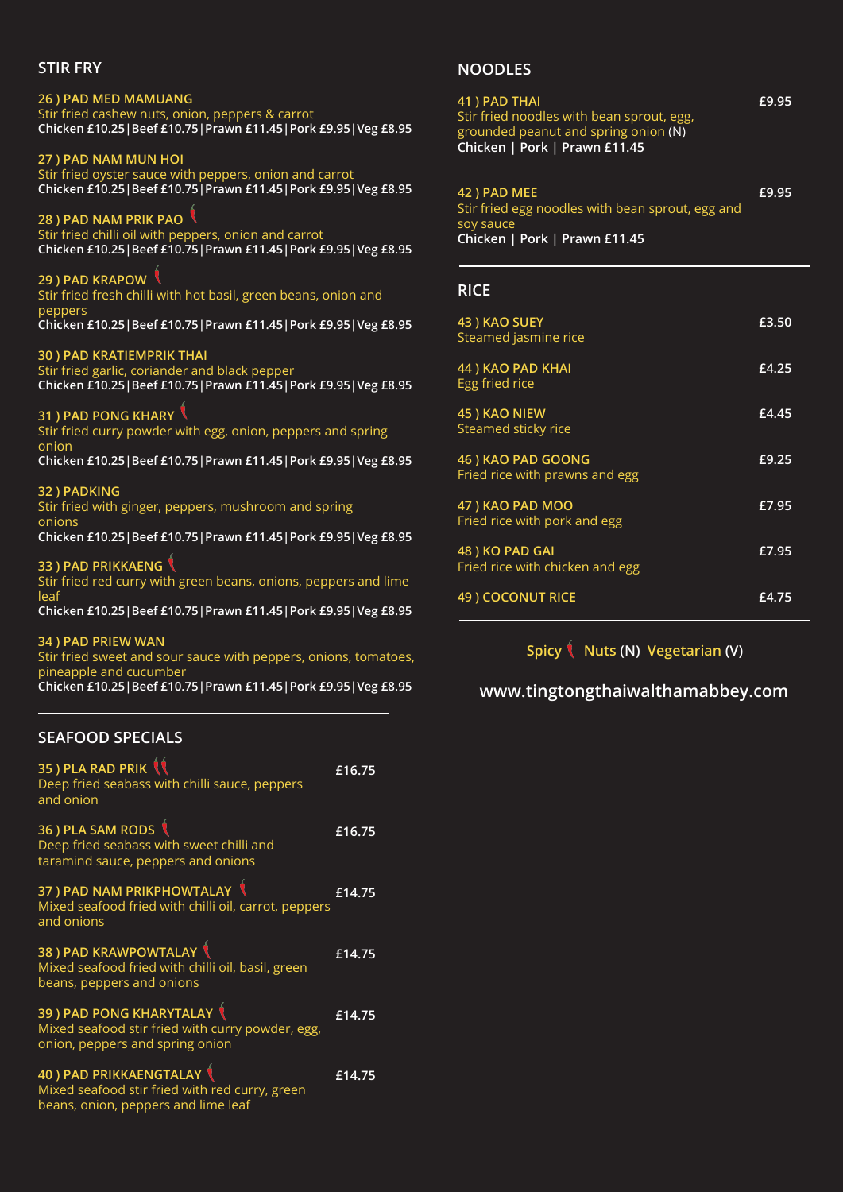## STIR FRY

**26 ) PAD MED MAMUANG**
Stir fried cashew nuts, onion, peppers & carrot
**Chicken £10.25 | Beef £10.75 | Prawn £11.45 | Pork £9.95 | Veg £8.95**

**27 ) PAD NAM MUN HOI**
Stir fried oyster sauce with peppers, onion and carrot
**Chicken £10.25 | Beef £10.75 | Prawn £11.45 | Pork £9.95 | Veg £8.95**

**28 ) PAD NAM PRIK PAO** (Spicy)
Stir fried chilli oil with peppers, onion and carrot
**Chicken £10.25 | Beef £10.75 | Prawn £11.45 | Pork £9.95 | Veg £8.95**

**29 ) PAD KRAPOW** (Spicy)
Stir fried fresh chilli with hot basil, green beans, onion and peppers
**Chicken £10.25 | Beef £10.75 | Prawn £11.45 | Pork £9.95 | Veg £8.95**

**30 ) PAD KRATIEMPRIK THAI**
Stir fried garlic, coriander and black pepper
**Chicken £10.25 | Beef £10.75 | Prawn £11.45 | Pork £9.95 | Veg £8.95**

**31 ) PAD PONG KHARY** (Spicy)
Stir fried curry powder with egg, onion, peppers and spring onion
**Chicken £10.25 | Beef £10.75 | Prawn £11.45 | Pork £9.95 | Veg £8.95**

**32 ) PADKING**
Stir fried with ginger, peppers, mushroom and spring onions
**Chicken £10.25 | Beef £10.75 | Prawn £11.45 | Pork £9.95 | Veg £8.95**

**33 ) PAD PRIKKAENG** (Spicy)
Stir fried red curry with green beans, onions, peppers and lime leaf
**Chicken £10.25 | Beef £10.75 | Prawn £11.45 | Pork £9.95 | Veg £8.95**

**34 ) PAD PRIEW WAN**
Stir fried sweet and sour sauce with peppers, onions, tomatoes, pineapple and cucumber
**Chicken £10.25 | Beef £10.75 | Prawn £11.45 | Pork £9.95 | Veg £8.95**

## SEAFOOD SPECIALS

**35 ) PLA RAD PRIK** (Spicy) (Spicy) — **£16.75**
Deep fried seabass with chilli sauce, peppers and onion

**36 ) PLA SAM RODS** (Spicy) — **£16.75**
Deep fried seabass with sweet chilli and taramind sauce, peppers and onions

**37 ) PAD NAM PRIKPHOWTALAY** (Spicy) — **£14.75**
Mixed seafood fried with chilli oil, carrot, peppers and onions

**38 ) PAD KRAWPOWTALAY** (Spicy) — **£14.75**
Mixed seafood fried with chilli oil, basil, green beans, peppers and onions

**39 ) PAD PONG KHARYTALAY** (Spicy) — **£14.75**
Mixed seafood stir fried with curry powder, egg, onion, peppers and spring onion

**40 ) PAD PRIKKAENGTALAY** (Spicy) — **£14.75**
Mixed seafood stir fried with red curry, green beans, onion, peppers and lime leaf

## NOODLES

**41 ) PAD THAI** — **£9.95**
Stir fried noodles with bean sprout, egg, grounded peanut and spring onion (N)
**Chicken | Pork | Prawn £11.45**

**42 ) PAD MEE** — **£9.95**
Stir fried egg noodles with bean sprout, egg and soy sauce
**Chicken | Pork | Prawn £11.45**

## RICE

**43 ) KAO SUEY** — **£3.50**
Steamed jasmine rice

**44 ) KAO PAD KHAI** — **£4.25**
Egg fried rice

**45 ) KAO NIEW** — **£4.45**
Steamed sticky rice

**46 ) KAO PAD GOONG** — **£9.25**
Fried rice with prawns and egg

**47 ) KAO PAD MOO** — **£7.95**
Fried rice with pork and egg

**48 ) KO PAD GAI** — **£7.95**
Fried rice with chicken and egg

**49 ) COCONUT RICE** — **£4.75**

Spicy (Spicy) Nuts (N) Vegetarian (V)

**www.tingtongthaiwalthamabbey.com**